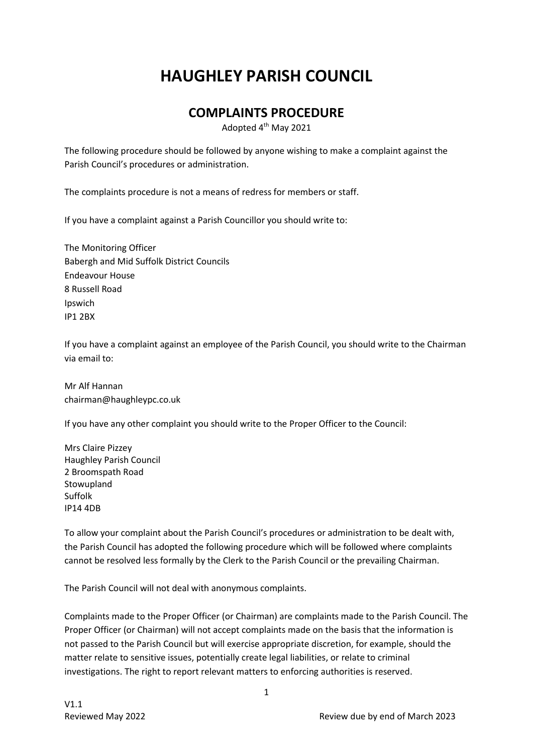# HAUGHLEY PARISH COUNCIL

## COMPLAINTS PROCEDURE

Adopted 4th May 2021

The following procedure should be followed by anyone wishing to make a complaint against the Parish Council's procedures or administration.

The complaints procedure is not a means of redress for members or staff.

If you have a complaint against a Parish Councillor you should write to:

The Monitoring Officer
Babergh and Mid Suffolk District Councils
Endeavour House
8 Russell Road
Ipswich
IP1 2BX

If you have a complaint against an employee of the Parish Council, you should write to the Chairman via email to:

Mr Alf Hannan
chairman@haughleypc.co.uk

If you have any other complaint you should write to the Proper Officer to the Council:

Mrs Claire Pizzey
Haughley Parish Council
2 Broomspath Road
Stowupland
Suffolk
IP14 4DB

To allow your complaint about the Parish Council's procedures or administration to be dealt with, the Parish Council has adopted the following procedure which will be followed where complaints cannot be resolved less formally by the Clerk to the Parish Council or the prevailing Chairman.

The Parish Council will not deal with anonymous complaints.

Complaints made to the Proper Officer (or Chairman) are complaints made to the Parish Council. The Proper Officer (or Chairman) will not accept complaints made on the basis that the information is not passed to the Parish Council but will exercise appropriate discretion, for example, should the matter relate to sensitive issues, potentially create legal liabilities, or relate to criminal investigations. The right to report relevant matters to enforcing authorities is reserved.

V1.1
Reviewed May 2022 Review due by end of March 2023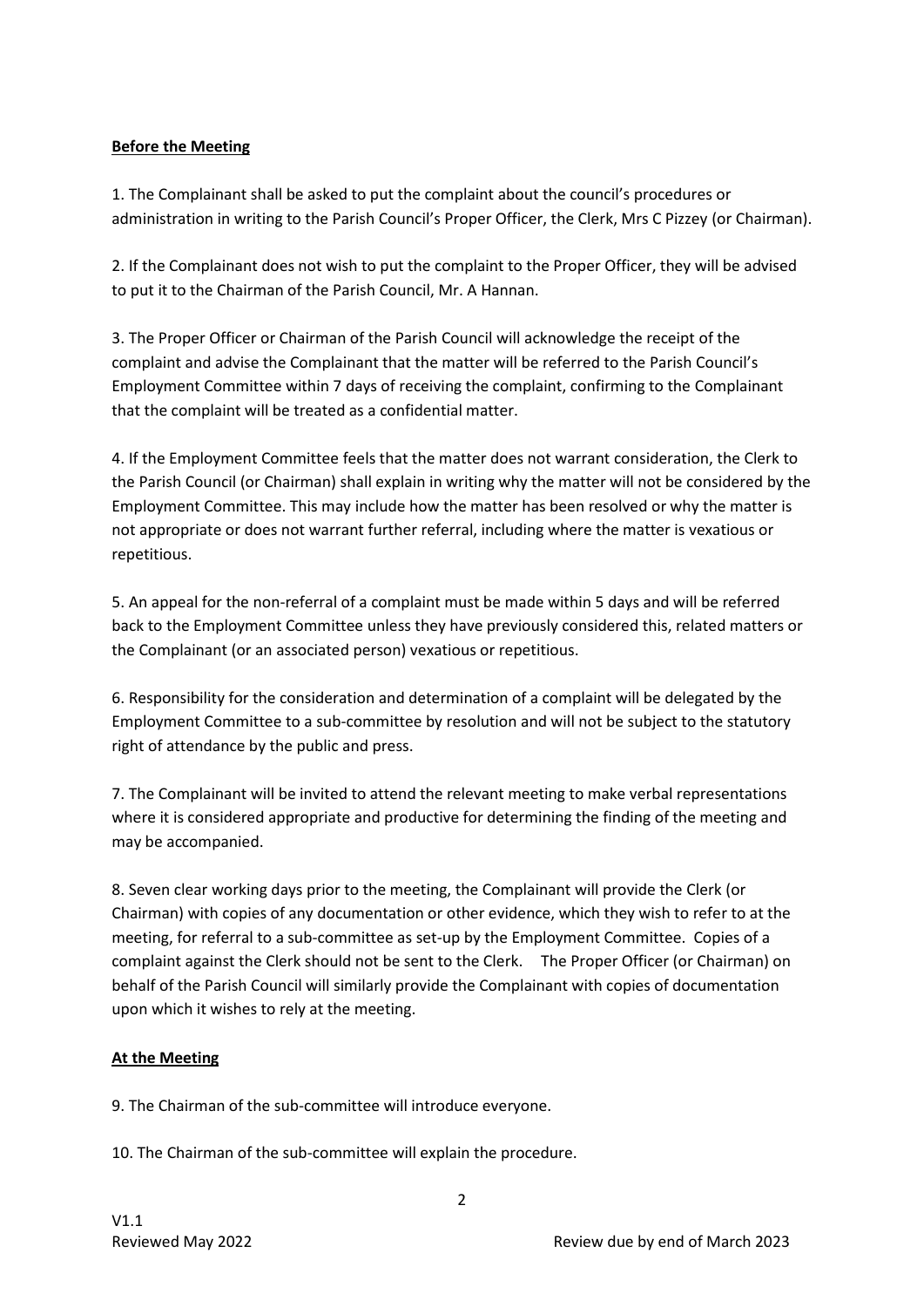**Before the Meeting**

1. The Complainant shall be asked to put the complaint about the council's procedures or administration in writing to the Parish Council's Proper Officer, the Clerk, Mrs C Pizzey (or Chairman).

2. If the Complainant does not wish to put the complaint to the Proper Officer, they will be advised to put it to the Chairman of the Parish Council, Mr. A Hannan.

3. The Proper Officer or Chairman of the Parish Council will acknowledge the receipt of the complaint and advise the Complainant that the matter will be referred to the Parish Council's Employment Committee within 7 days of receiving the complaint, confirming to the Complainant that the complaint will be treated as a confidential matter.

4. If the Employment Committee feels that the matter does not warrant consideration, the Clerk to the Parish Council (or Chairman) shall explain in writing why the matter will not be considered by the Employment Committee. This may include how the matter has been resolved or why the matter is not appropriate or does not warrant further referral, including where the matter is vexatious or repetitious.

5. An appeal for the non-referral of a complaint must be made within 5 days and will be referred back to the Employment Committee unless they have previously considered this, related matters or the Complainant (or an associated person) vexatious or repetitious.

6. Responsibility for the consideration and determination of a complaint will be delegated by the Employment Committee to a sub-committee by resolution and will not be subject to the statutory right of attendance by the public and press.

7. The Complainant will be invited to attend the relevant meeting to make verbal representations where it is considered appropriate and productive for determining the finding of the meeting and may be accompanied.

8. Seven clear working days prior to the meeting, the Complainant will provide the Clerk (or Chairman) with copies of any documentation or other evidence, which they wish to refer to at the meeting, for referral to a sub-committee as set-up by the Employment Committee. Copies of a complaint against the Clerk should not be sent to the Clerk. The Proper Officer (or Chairman) on behalf of the Parish Council will similarly provide the Complainant with copies of documentation upon which it wishes to rely at the meeting.

**At the Meeting**

9. The Chairman of the sub-committee will introduce everyone.

10. The Chairman of the sub-committee will explain the procedure.

V1.1
Reviewed May 2022 Review due by end of March 2023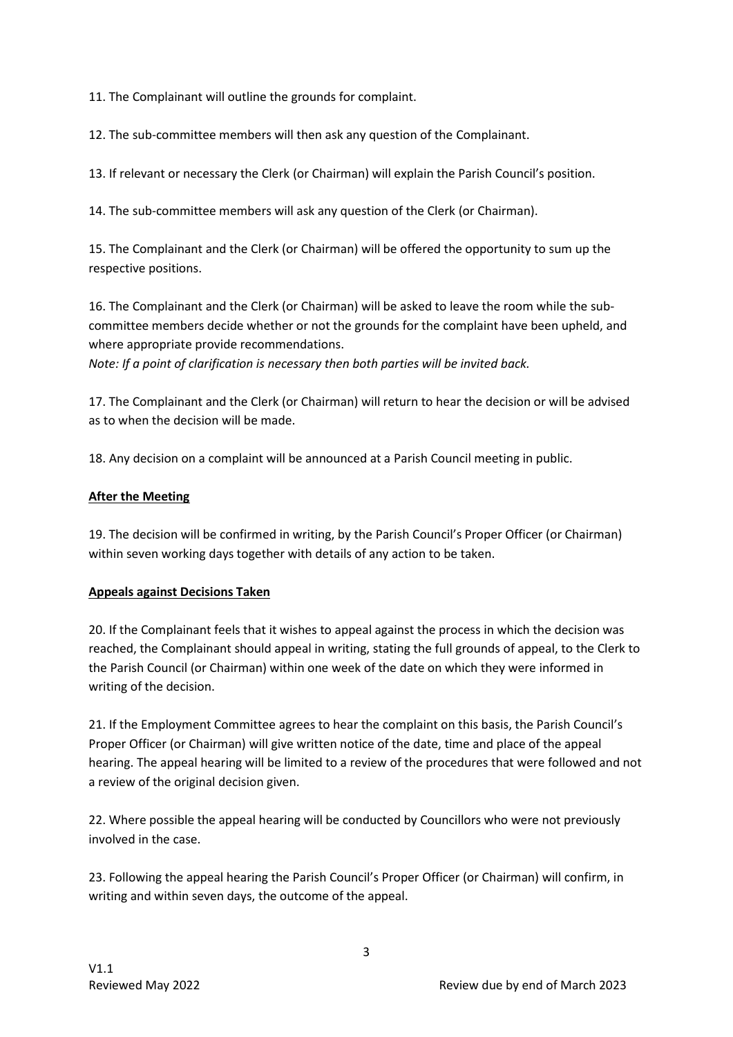11. The Complainant will outline the grounds for complaint.

12. The sub-committee members will then ask any question of the Complainant.

13. If relevant or necessary the Clerk (or Chairman) will explain the Parish Council's position.

14. The sub-committee members will ask any question of the Clerk (or Chairman).

15. The Complainant and the Clerk (or Chairman) will be offered the opportunity to sum up the respective positions.

16. The Complainant and the Clerk (or Chairman) will be asked to leave the room while the sub-committee members decide whether or not the grounds for the complaint have been upheld, and where appropriate provide recommendations.
*Note: If a point of clarification is necessary then both parties will be invited back.*

17. The Complainant and the Clerk (or Chairman) will return to hear the decision or will be advised as to when the decision will be made.

18. Any decision on a complaint will be announced at a Parish Council meeting in public.

**After the Meeting**

19. The decision will be confirmed in writing, by the Parish Council's Proper Officer (or Chairman) within seven working days together with details of any action to be taken.

**Appeals against Decisions Taken**

20. If the Complainant feels that it wishes to appeal against the process in which the decision was reached, the Complainant should appeal in writing, stating the full grounds of appeal, to the Clerk to the Parish Council (or Chairman) within one week of the date on which they were informed in writing of the decision.

21. If the Employment Committee agrees to hear the complaint on this basis, the Parish Council's Proper Officer (or Chairman) will give written notice of the date, time and place of the appeal hearing. The appeal hearing will be limited to a review of the procedures that were followed and not a review of the original decision given.

22. Where possible the appeal hearing will be conducted by Councillors who were not previously involved in the case.

23. Following the appeal hearing the Parish Council's Proper Officer (or Chairman) will confirm, in writing and within seven days, the outcome of the appeal.

V1.1
Reviewed May 2022 Review due by end of March 2023